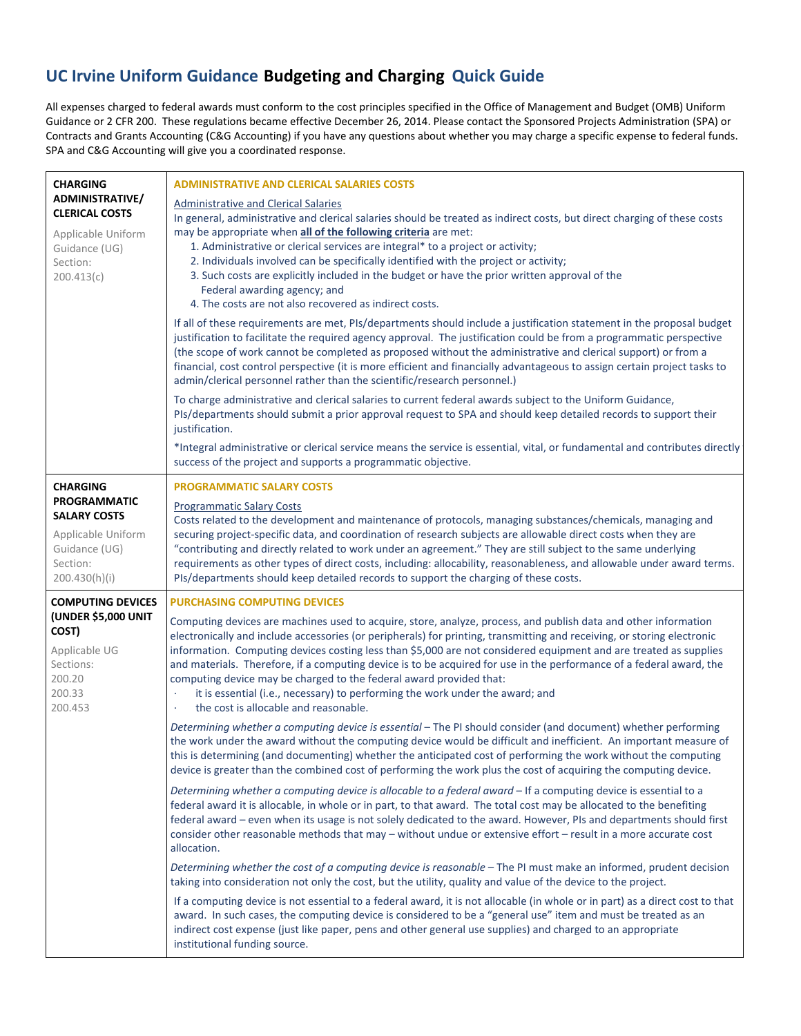# UC Irvine Uniform Guidance Budgeting and Charging Quick Guide

All expenses charged to federal awards must conform to the cost principles specified in the Office of Management and Budget (OMB) Uniform Guidance or 2 CFR 200. These regulations became effective December 26, 2014. Please contact the Sponsored Projects Administration (SPA) or Contracts and Grants Accounting (C&G Accounting) if you have any questions about whether you may charge a specific expense to federal funds. SPA and C&G Accounting will give you a coordinated response.

## CHARGING ADMINISTRATIVE/ CLERICAL COSTS

Applicable Uniform Guidance (UG) Section: 200.413(c)

### ADMINISTRATIVE AND CLERICAL SALARIES COSTS

Administrative and Clerical Salaries

In general, administrative and clerical salaries should be treated as indirect costs, but direct charging of these costs may be appropriate when **all of the following criteria** are met:

1. Administrative or clerical services are integral* to a project or activity;
2. Individuals involved can be specifically identified with the project or activity;
3. Such costs are explicitly included in the budget or have the prior written approval of the Federal awarding agency; and
4. The costs are not also recovered as indirect costs.

If all of these requirements are met, PIs/departments should include a justification statement in the proposal budget justification to facilitate the required agency approval. The justification could be from a programmatic perspective (the scope of work cannot be completed as proposed without the administrative and clerical support) or from a financial, cost control perspective (it is more efficient and financially advantageous to assign certain project tasks to admin/clerical personnel rather than the scientific/research personnel.)

To charge administrative and clerical salaries to current federal awards subject to the Uniform Guidance, PIs/departments should submit a prior approval request to SPA and should keep detailed records to support their justification.

*Integral administrative or clerical service means the service is essential, vital, or fundamental and contributes directly success of the project and supports a programmatic objective.

## CHARGING PROGRAMMATIC SALARY COSTS

Applicable Uniform Guidance (UG) Section: 200.430(h)(i)

### PROGRAMMATIC SALARY COSTS

Programmatic Salary Costs

Costs related to the development and maintenance of protocols, managing substances/chemicals, managing and securing project-specific data, and coordination of research subjects are allowable direct costs when they are "contributing and directly related to work under an agreement." They are still subject to the same underlying requirements as other types of direct costs, including: allocability, reasonableness, and allowable under award terms. PIs/departments should keep detailed records to support the charging of these costs.

## COMPUTING DEVICES (UNDER $5,000 UNIT COST)

Applicable UG Sections: 200.20, 200.33, 200.453

### PURCHASING COMPUTING DEVICES

Computing devices are machines used to acquire, store, analyze, process, and publish data and other information electronically and include accessories (or peripherals) for printing, transmitting and receiving, or storing electronic information. Computing devices costing less than $5,000 are not considered equipment and are treated as supplies and materials. Therefore, if a computing device is to be acquired for use in the performance of a federal award, the computing device may be charged to the federal award provided that:

- it is essential (i.e., necessary) to performing the work under the award; and
- the cost is allocable and reasonable.

*Determining whether a computing device is essential* – The PI should consider (and document) whether performing the work under the award without the computing device would be difficult and inefficient. An important measure of this is determining (and documenting) whether the anticipated cost of performing the work without the computing device is greater than the combined cost of performing the work plus the cost of acquiring the computing device.

*Determining whether a computing device is allocable to a federal award* – If a computing device is essential to a federal award it is allocable, in whole or in part, to that award. The total cost may be allocated to the benefiting federal award – even when its usage is not solely dedicated to the award. However, PIs and departments should first consider other reasonable methods that may – without undue or extensive effort – result in a more accurate cost allocation.

*Determining whether the cost of a computing device is reasonable* – The PI must make an informed, prudent decision taking into consideration not only the cost, but the utility, quality and value of the device to the project.

If a computing device is not essential to a federal award, it is not allocable (in whole or in part) as a direct cost to that award. In such cases, the computing device is considered to be a "general use" item and must be treated as an indirect cost expense (just like paper, pens and other general use supplies) and charged to an appropriate institutional funding source.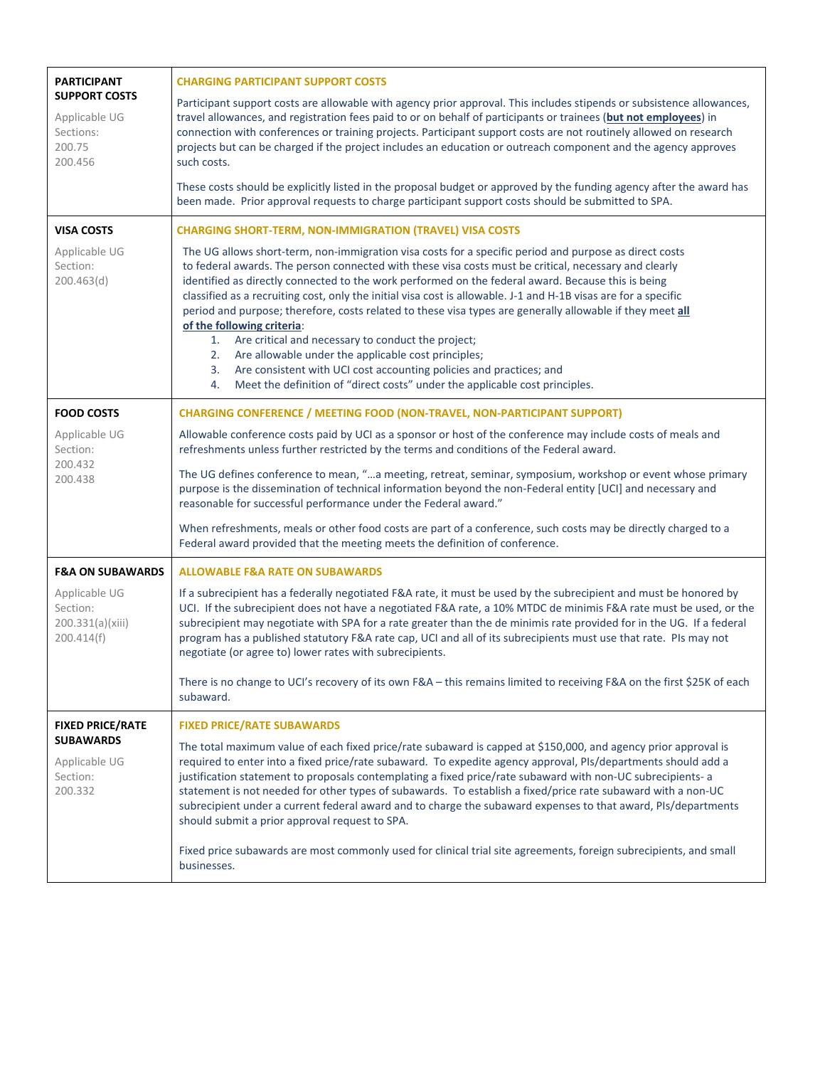| | |
|---|---|
| **PARTICIPANT SUPPORT COSTS**<br><br>Applicable UG Sections:<br>200.75<br>200.456 | **CHARGING PARTICIPANT SUPPORT COSTS**<br><br>Participant support costs are allowable with agency prior approval. This includes stipends or subsistence allowances, travel allowances, and registration fees paid to or on behalf of participants or trainees (**but not employees**) in connection with conferences or training projects. Participant support costs are not routinely allowed on research projects but can be charged if the project includes an education or outreach component and the agency approves such costs.<br><br>These costs should be explicitly listed in the proposal budget or approved by the funding agency after the award has been made. Prior approval requests to charge participant support costs should be submitted to SPA. |
| **VISA COSTS**<br><br>Applicable UG Section:<br>200.463(d) | **CHARGING SHORT-TERM, NON-IMMIGRATION (TRAVEL) VISA COSTS**<br><br>The UG allows short-term, non-immigration visa costs for a specific period and purpose as direct costs to federal awards. The person connected with these visa costs must be critical, necessary and clearly identified as directly connected to the work performed on the federal award. Because this is being classified as a recruiting cost, only the initial visa cost is allowable. J-1 and H-1B visas are for a specific period and purpose; therefore, costs related to these visa types are generally allowable if they meet **all of the following criteria**:<br>1. Are critical and necessary to conduct the project;<br>2. Are allowable under the applicable cost principles;<br>3. Are consistent with UCI cost accounting policies and practices; and<br>4. Meet the definition of "direct costs" under the applicable cost principles. |
| **FOOD COSTS**<br><br>Applicable UG Section:<br>200.432<br>200.438 | **CHARGING CONFERENCE / MEETING FOOD (NON-TRAVEL, NON-PARTICIPANT SUPPORT)**<br><br>Allowable conference costs paid by UCI as a sponsor or host of the conference may include costs of meals and refreshments unless further restricted by the terms and conditions of the Federal award.<br><br>The UG defines conference to mean, "…a meeting, retreat, seminar, symposium, workshop or event whose primary purpose is the dissemination of technical information beyond the non-Federal entity [UCI] and necessary and reasonable for successful performance under the Federal award."<br><br>When refreshments, meals or other food costs are part of a conference, such costs may be directly charged to a Federal award provided that the meeting meets the definition of conference. |
| **F&A ON SUBAWARDS**<br><br>Applicable UG Section:<br>200.331(a)(xiii)<br>200.414(f) | **ALLOWABLE F&A RATE ON SUBAWARDS**<br><br>If a subrecipient has a federally negotiated F&A rate, it must be used by the subrecipient and must be honored by UCI. If the subrecipient does not have a negotiated F&A rate, a 10% MTDC de minimis F&A rate must be used, or the subrecipient may negotiate with SPA for a rate greater than the de minimis rate provided for in the UG. If a federal program has a published statutory F&A rate cap, UCI and all of its subrecipients must use that rate. PIs may not negotiate (or agree to) lower rates with subrecipients.<br><br>There is no change to UCI's recovery of its own F&A – this remains limited to receiving F&A on the first $25K of each subaward. |
| **FIXED PRICE/RATE SUBAWARDS**<br><br>Applicable UG Section:<br>200.332 | **FIXED PRICE/RATE SUBAWARDS**<br><br>The total maximum value of each fixed price/rate subaward is capped at $150,000, and agency prior approval is required to enter into a fixed price/rate subaward. To expedite agency approval, PIs/departments should add a justification statement to proposals contemplating a fixed price/rate subaward with non-UC subrecipients- a statement is not needed for other types of subawards. To establish a fixed/price rate subaward with a non-UC subrecipient under a current federal award and to charge the subaward expenses to that award, PIs/departments should submit a prior approval request to SPA.<br><br>Fixed price subawards are most commonly used for clinical trial site agreements, foreign subrecipients, and small businesses. |